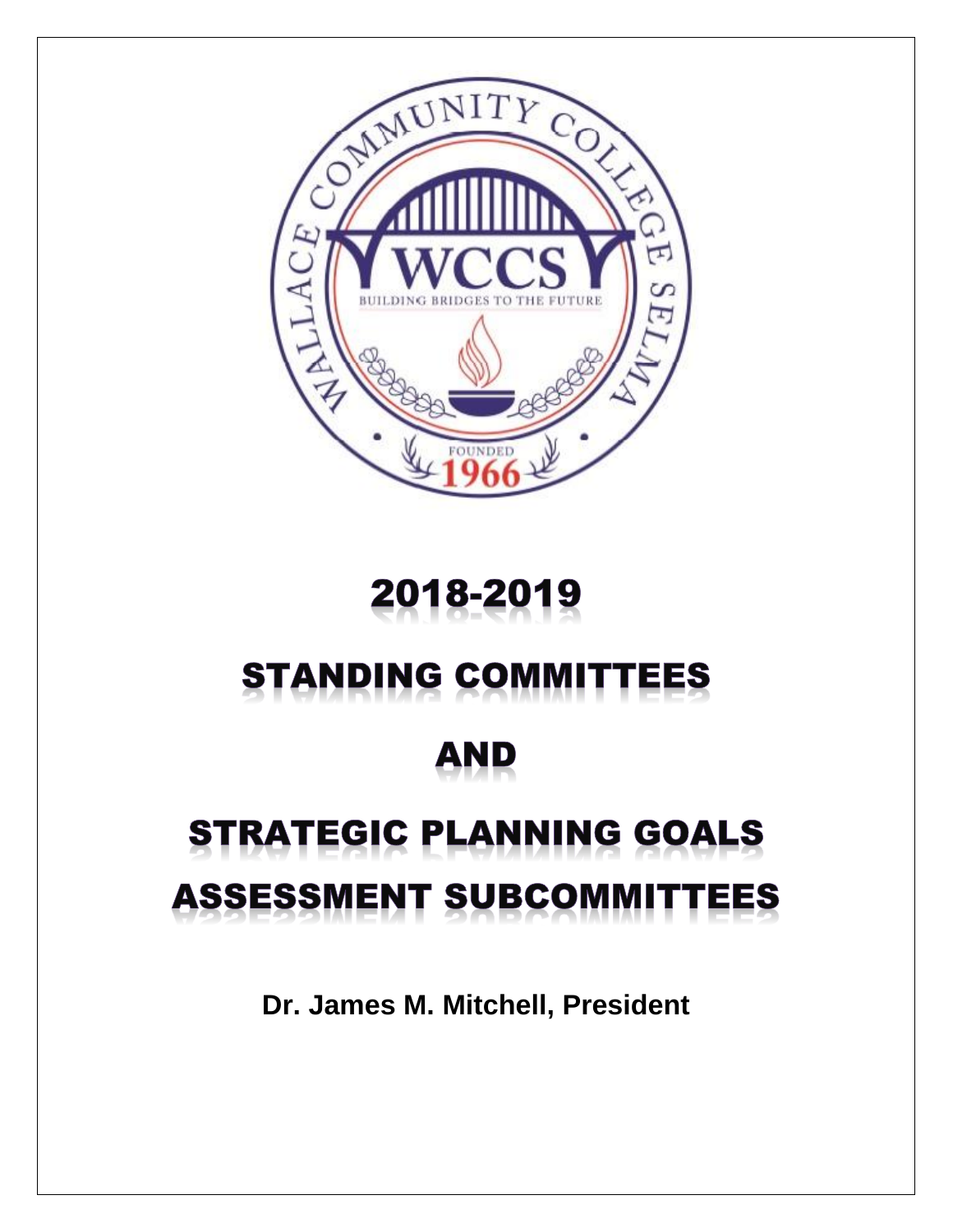# 2018-2019

# STANDING COMMITTEES

# AND

# STRATEGIC PLANNING GOALS ASSESSMENT SUBCOMMITTEES

**Dr. James M. Mitchell, President**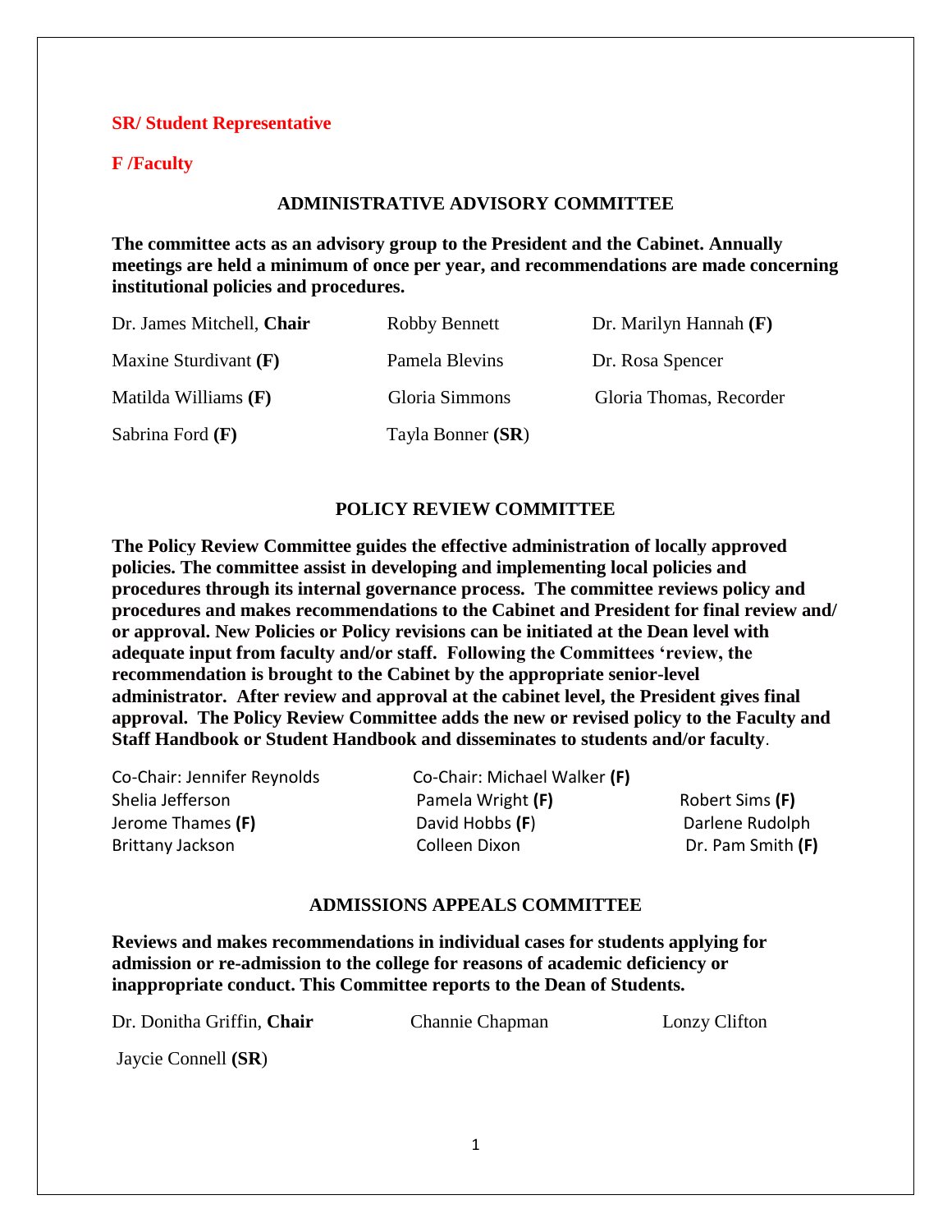**SR/ Student Representative**

**F /Faculty**

## ADMINISTRATIVE ADVISORY COMMITTEE

**The committee acts as an advisory group to the President and the Cabinet. Annually meetings are held a minimum of once per year, and recommendations are made concerning institutional policies and procedures.**

Dr. James Mitchell, **Chair**

Robby Bennett

Dr. Marilyn Hannah **(F)**

Maxine Sturdivant **(F)**

Pamela Blevins

Dr. Rosa Spencer

Matilda Williams **(F)**

Gloria Simmons

Gloria Thomas, Recorder

Sabrina Ford **(F)**

Tayla Bonner **(SR)**

## POLICY REVIEW COMMITTEE

**The Policy Review Committee guides the effective administration of locally approved policies. The committee assist in developing and implementing local policies and procedures through its internal governance process. The committee reviews policy and procedures and makes recommendations to the Cabinet and President for final review and/ or approval. New Policies or Policy revisions can be initiated at the Dean level with adequate input from faculty and/or staff. Following the Committees 'review, the recommendation is brought to the Cabinet by the appropriate senior-level administrator. After review and approval at the cabinet level, the President gives final approval. The Policy Review Committee adds the new or revised policy to the Faculty and Staff Handbook or Student Handbook and disseminates to students and/or faculty**.

Co-Chair: Jennifer Reynolds

Co-Chair: Michael Walker **(F)**

Shelia Jefferson

Pamela Wright **(F)**

Robert Sims **(F)**

Jerome Thames **(F)**

David Hobbs **(F)**

Darlene Rudolph

Brittany Jackson

Colleen Dixon

Dr. Pam Smith **(F)**

## ADMISSIONS APPEALS COMMITTEE

**Reviews and makes recommendations in individual cases for students applying for admission or re-admission to the college for reasons of academic deficiency or inappropriate conduct. This Committee reports to the Dean of Students.**

Dr. Donitha Griffin, **Chair**

Channie Chapman

Lonzy Clifton

Jaycie Connell **(SR)**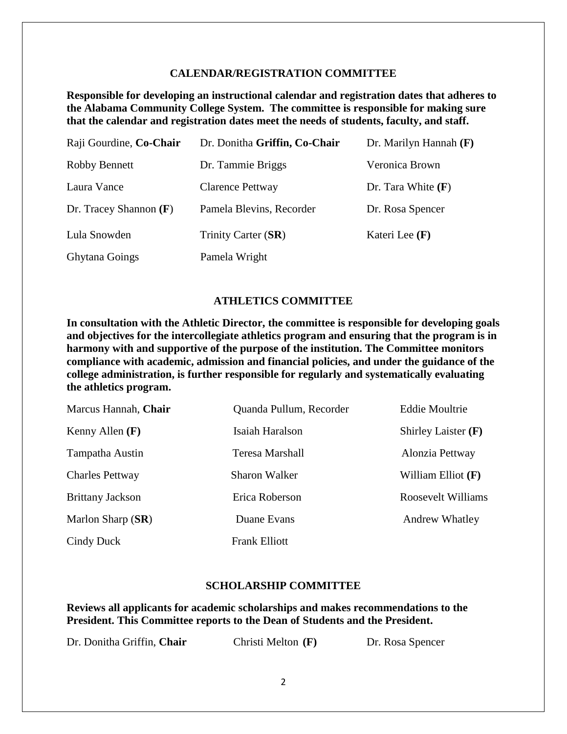## CALENDAR/REGISTRATION COMMITTEE

**Responsible for developing an instructional calendar and registration dates that adheres to the Alabama Community College System. The committee is responsible for making sure that the calendar and registration dates meet the needs of students, faculty, and staff.**

| | | |
|---|---|---|
| Raji Gourdine, **Co-Chair** | Dr. Donitha **Griffin, Co-Chair** | Dr. Marilyn Hannah **(F)** |
| Robby Bennett | Dr. Tammie Briggs | Veronica Brown |
| Laura Vance | Clarence Pettway | Dr. Tara White (**F**) |
| Dr. Tracey Shannon (**F**) | Pamela Blevins, Recorder | Dr. Rosa Spencer |
| Lula Snowden | Trinity Carter (**SR**) | Kateri Lee **(F)** |
| Ghytana Goings | Pamela Wright | |

## ATHLETICS COMMITTEE

**In consultation with the Athletic Director, the committee is responsible for developing goals and objectives for the intercollegiate athletics program and ensuring that the program is in harmony with and supportive of the purpose of the institution. The Committee monitors compliance with academic, admission and financial policies, and under the guidance of the college administration, is further responsible for regularly and systematically evaluating the athletics program.**

| | | |
|---|---|---|
| Marcus Hannah, **Chair** | Quanda Pullum, Recorder | Eddie Moultrie |
| Kenny Allen **(F)** | Isaiah Haralson | Shirley Laister **(F)** |
| Tampatha Austin | Teresa Marshall | Alonzia Pettway |
| Charles Pettway | Sharon Walker | William Elliot **(F)** |
| Brittany Jackson | Erica Roberson | Roosevelt Williams |
| Marlon Sharp (**SR**) | Duane Evans | Andrew Whatley |
| Cindy Duck | Frank Elliott | |

## SCHOLARSHIP COMMITTEE

**Reviews all applicants for academic scholarships and makes recommendations to the President. This Committee reports to the Dean of Students and the President.**

| | | |
|---|---|---|
| Dr. Donitha Griffin, **Chair** | Christi Melton **(F)** | Dr. Rosa Spencer |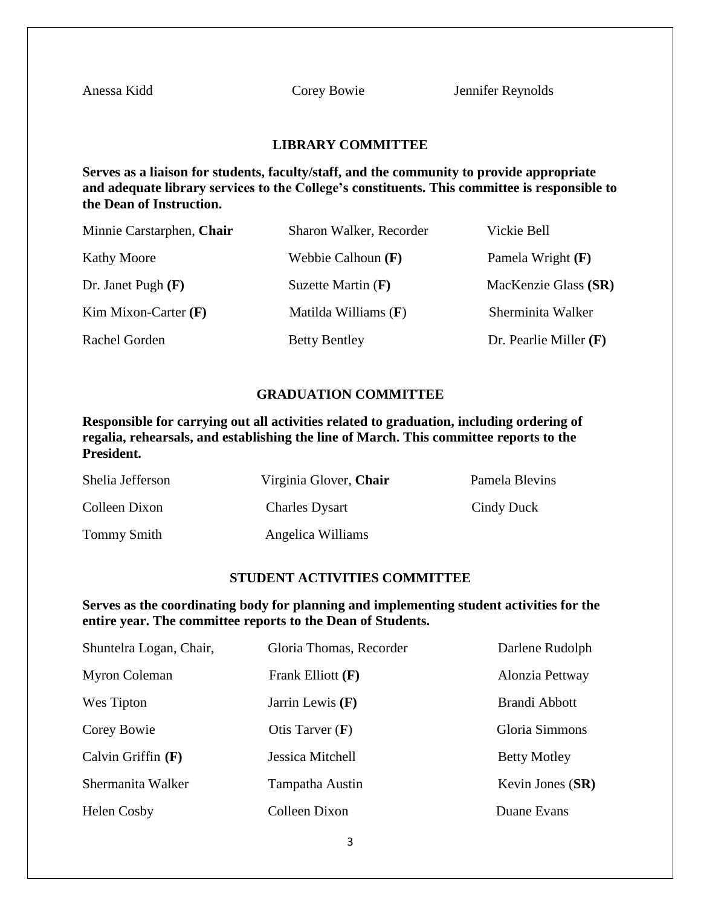Anessa Kidd | Corey Bowie | Jennifer Reynolds

## LIBRARY COMMITTEE

**Serves as a liaison for students, faculty/staff, and the community to provide appropriate and adequate library services to the College's constituents. This committee is responsible to the Dean of Instruction.**

| | | |
|---|---|---|
| Minnie Carstarphen, **Chair** | Sharon Walker, Recorder | Vickie Bell |
| Kathy Moore | Webbie Calhoun **(F)** | Pamela Wright **(F)** |
| Dr. Janet Pugh **(F)** | Suzette Martin (**F**) | MacKenzie Glass **(SR)** |
| Kim Mixon-Carter **(F)** | Matilda Williams (**F**) | Sherminita Walker |
| Rachel Gorden | Betty Bentley | Dr. Pearlie Miller **(F)** |

## GRADUATION COMMITTEE

**Responsible for carrying out all activities related to graduation, including ordering of regalia, rehearsals, and establishing the line of March. This committee reports to the President.**

| | | |
|---|---|---|
| Shelia Jefferson | Virginia Glover, **Chair** | Pamela Blevins |
| Colleen Dixon | Charles Dysart | Cindy Duck |
| Tommy Smith | Angelica Williams | |

## STUDENT ACTIVITIES COMMITTEE

**Serves as the coordinating body for planning and implementing student activities for the entire year. The committee reports to the Dean of Students.**

| | | |
|---|---|---|
| Shuntelra Logan, Chair, | Gloria Thomas, Recorder | Darlene Rudolph |
| Myron Coleman | Frank Elliott **(F)** | Alonzia Pettway |
| Wes Tipton | Jarrin Lewis **(F)** | Brandi Abbott |
| Corey Bowie | Otis Tarver (**F**) | Gloria Simmons |
| Calvin Griffin **(F)** | Jessica Mitchell | Betty Motley |
| Shermanita Walker | Tampatha Austin | Kevin Jones (**SR)** |
| Helen Cosby | Colleen Dixon | Duane Evans |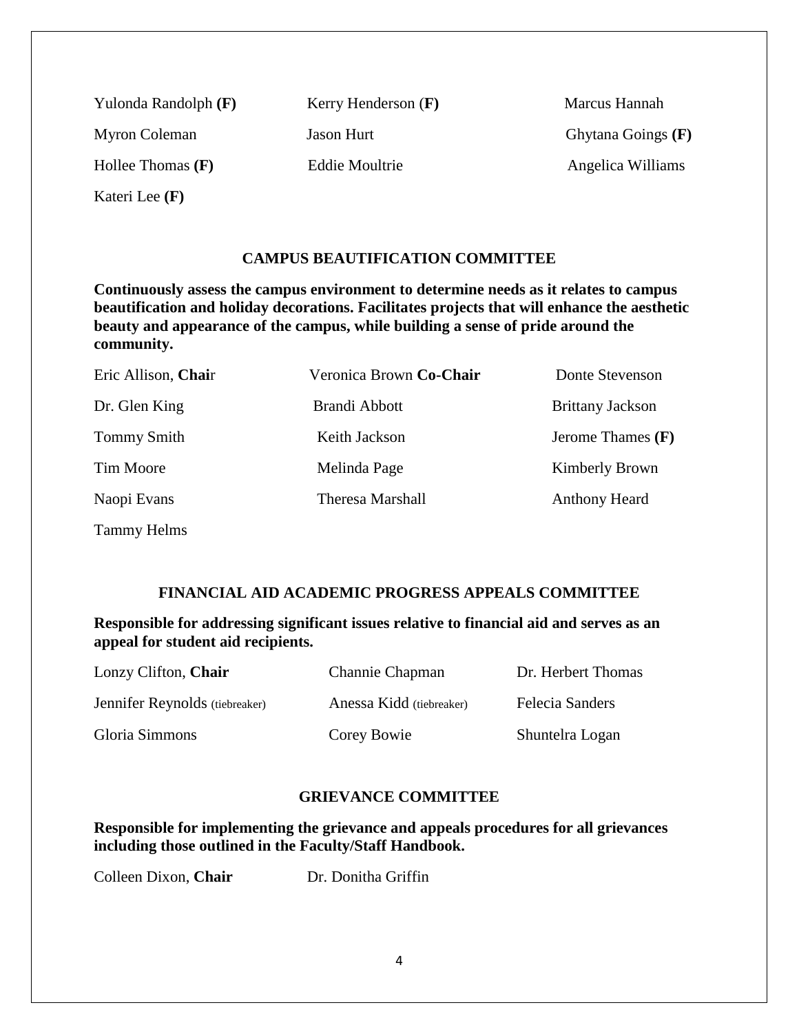| | | |
|---|---|---|
| Yulonda Randolph **(F)** | Kerry Henderson (**F)** | Marcus Hannah |
| Myron Coleman | Jason Hurt | Ghytana Goings **(F)** |
| Hollee Thomas **(F)** | Eddie Moultrie | Angelica Williams |
| Kateri Lee **(F)** | | |

## CAMPUS BEAUTIFICATION COMMITTEE

**Continuously assess the campus environment to determine needs as it relates to campus beautification and holiday decorations. Facilitates projects that will enhance the aesthetic beauty and appearance of the campus, while building a sense of pride around the community.**

| | | |
|---|---|---|
| Eric Allison, **Chai**r | Veronica Brown **Co-Chair** | Donte Stevenson |
| Dr. Glen King | Brandi Abbott | Brittany Jackson |
| Tommy Smith | Keith Jackson | Jerome Thames **(F)** |
| Tim Moore | Melinda Page | Kimberly Brown |
| Naopi Evans | Theresa Marshall | Anthony Heard |
| Tammy Helms | | |

## FINANCIAL AID ACADEMIC PROGRESS APPEALS COMMITTEE

**Responsible for addressing significant issues relative to financial aid and serves as an appeal for student aid recipients.**

| | | |
|---|---|---|
| Lonzy Clifton, **Chair** | Channie Chapman | Dr. Herbert Thomas |
| Jennifer Reynolds (tiebreaker) | Anessa Kidd (tiebreaker) | Felecia Sanders |
| Gloria Simmons | Corey Bowie | Shuntelra Logan |

## GRIEVANCE COMMITTEE

**Responsible for implementing the grievance and appeals procedures for all grievances including those outlined in the Faculty/Staff Handbook.**

| | |
|---|---|
| Colleen Dixon, **Chair** | Dr. Donitha Griffin |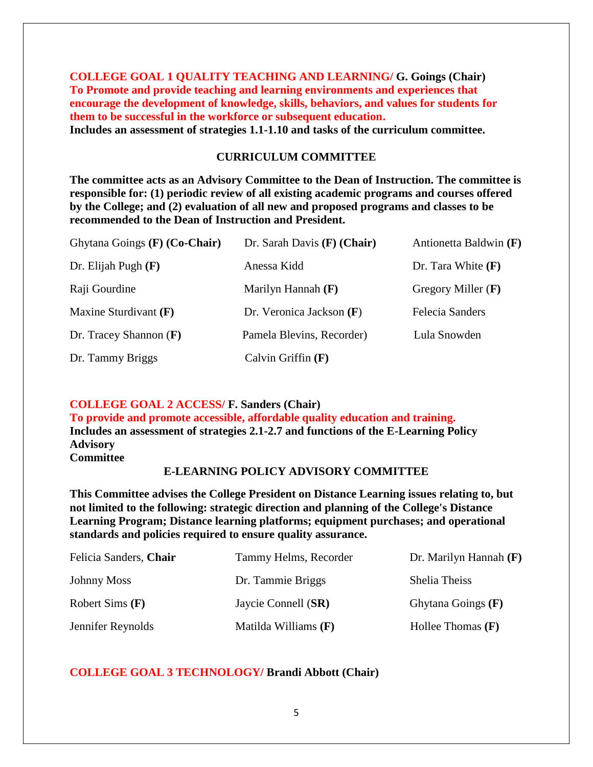**COLLEGE GOAL 1 QUALITY TEACHING AND LEARNING/ G. Goings (Chair)**
**To Promote and provide teaching and learning environments and experiences that encourage the development of knowledge, skills, behaviors, and values for students for them to be successful in the workforce or subsequent education.**
**Includes an assessment of strategies 1.1-1.10 and tasks of the curriculum committee.**

## CURRICULUM COMMITTEE

**The committee acts as an Advisory Committee to the Dean of Instruction. The committee is responsible for: (1) periodic review of all existing academic programs and courses offered by the College; and (2) evaluation of all new and proposed programs and classes to be recommended to the Dean of Instruction and President.**

| | | |
|---|---|---|
| Ghytana Goings **(F) (Co-Chair)** | Dr. Sarah Davis **(F) (Chair)** | Antionetta Baldwin **(F)** |
| Dr. Elijah Pugh **(F)** | Anessa Kidd | Dr. Tara White **(F)** |
| Raji Gourdine | Marilyn Hannah **(F)** | Gregory Miller (**F**) |
| Maxine Sturdivant **(F)** | Dr. Veronica Jackson (**F**) | Felecia Sanders |
| Dr. Tracey Shannon (**F**) | Pamela Blevins, Recorder) | Lula Snowden |
| Dr. Tammy Briggs | Calvin Griffin **(F)** | |

**COLLEGE GOAL 2 ACCESS/ F. Sanders (Chair)**
**To provide and promote accessible, affordable quality education and training.**
**Includes an assessment of strategies 2.1-2.7 and functions of the E-Learning Policy Advisory Committee**

## E-LEARNING POLICY ADVISORY COMMITTEE

**This Committee advises the College President on Distance Learning issues relating to, but not limited to the following: strategic direction and planning of the College's Distance Learning Program; Distance learning platforms; equipment purchases; and operational standards and policies required to ensure quality assurance.**

| | | |
|---|---|---|
| Felicia Sanders, **Chair** | Tammy Helms, Recorder | Dr. Marilyn Hannah **(F)** |
| Johnny Moss | Dr. Tammie Briggs | Shelia Theiss |
| Robert Sims **(F)** | Jaycie Connell (**SR**) | Ghytana Goings **(F)** |
| Jennifer Reynolds | Matilda Williams **(F)** | Hollee Thomas **(F)** |

**COLLEGE GOAL 3 TECHNOLOGY/ Brandi Abbott (Chair)**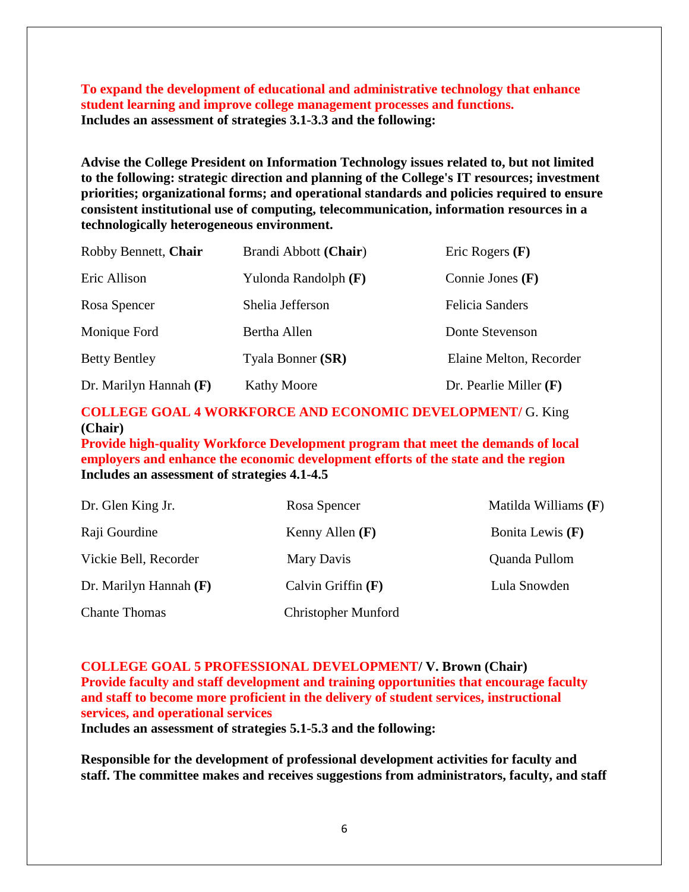**To expand the development of educational and administrative technology that enhance student learning and improve college management processes and functions.**
**Includes an assessment of strategies 3.1-3.3 and the following:**

**Advise the College President on Information Technology issues related to, but not limited to the following: strategic direction and planning of the College's IT resources; investment priorities; organizational forms; and operational standards and policies required to ensure consistent institutional use of computing, telecommunication, information resources in a technologically heterogeneous environment.**

| | | |
|---|---|---|
| Robby Bennett, **Chair** | Brandi Abbott (**Chair**) | Eric Rogers **(F)** |
| Eric Allison | Yulonda Randolph **(F)** | Connie Jones **(F)** |
| Rosa Spencer | Shelia Jefferson | Felicia Sanders |
| Monique Ford | Bertha Allen | Donte Stevenson |
| Betty Bentley | Tyala Bonner **(SR)** | Elaine Melton, Recorder |
| Dr. Marilyn Hannah **(F)** | Kathy Moore | Dr. Pearlie Miller **(F)** |

**COLLEGE GOAL 4 WORKFORCE AND ECONOMIC DEVELOPMENT/** G. King **(Chair)**
**Provide high-quality Workforce Development program that meet the demands of local employers and enhance the economic development efforts of the state and the region**
**Includes an assessment of strategies 4.1-4.5**

| | | |
|---|---|---|
| Dr. Glen King Jr. | Rosa Spencer | Matilda Williams (**F**) |
| Raji Gourdine | Kenny Allen **(F)** | Bonita Lewis **(F)** |
| Vickie Bell, Recorder | Mary Davis | Quanda Pullom |
| Dr. Marilyn Hannah **(F)** | Calvin Griffin **(F)** | Lula Snowden |
| Chante Thomas | Christopher Munford | |

**COLLEGE GOAL 5 PROFESSIONAL DEVELOPMENT/ V. Brown (Chair)**
**Provide faculty and staff development and training opportunities that encourage faculty and staff to become more proficient in the delivery of student services, instructional services, and operational services**
**Includes an assessment of strategies 5.1-5.3 and the following:**

**Responsible for the development of professional development activities for faculty and staff. The committee makes and receives suggestions from administrators, faculty, and staff**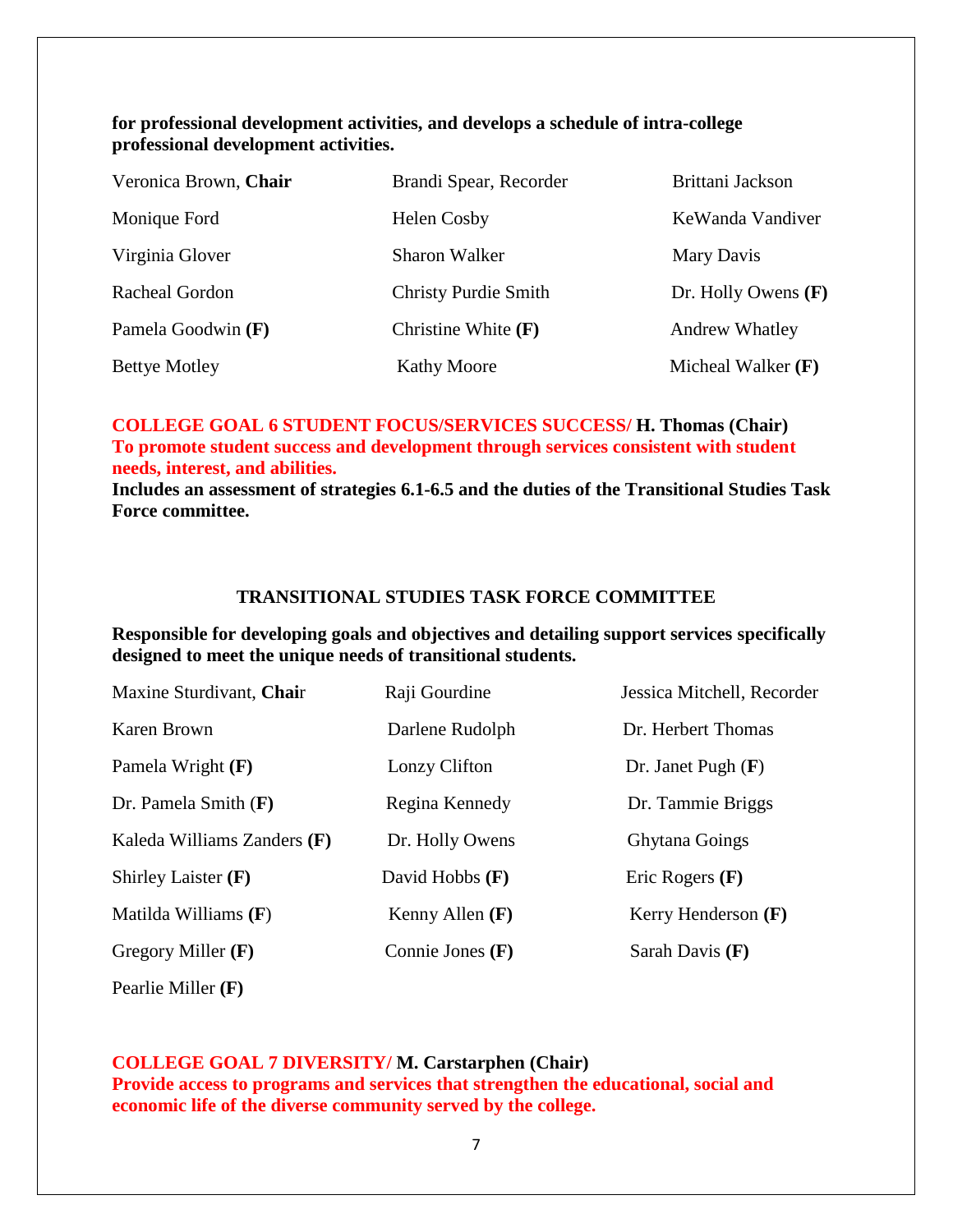**for professional development activities, and develops a schedule of intra-college professional development activities.**

| | | |
|---|---|---|
| Veronica Brown, **Chair** | Brandi Spear, Recorder | Brittani Jackson |
| Monique Ford | Helen Cosby | KeWanda Vandiver |
| Virginia Glover | Sharon Walker | Mary Davis |
| Racheal Gordon | Christy Purdie Smith | Dr. Holly Owens **(F)** |
| Pamela Goodwin **(F)** | Christine White **(F)** | Andrew Whatley |
| Bettye Motley | Kathy Moore | Micheal Walker **(F)** |

**COLLEGE GOAL 6 STUDENT FOCUS/SERVICES SUCCESS/ H. Thomas (Chair)**
**To promote student success and development through services consistent with student needs, interest, and abilities.**
**Includes an assessment of strategies 6.1-6.5 and the duties of the Transitional Studies Task Force committee.**

## TRANSITIONAL STUDIES TASK FORCE COMMITTEE

**Responsible for developing goals and objectives and detailing support services specifically designed to meet the unique needs of transitional students.**

| | | |
|---|---|---|
| Maxine Sturdivant, **Chai**r | Raji Gourdine | Jessica Mitchell, Recorder |
| Karen Brown | Darlene Rudolph | Dr. Herbert Thomas |
| Pamela Wright **(F)** | Lonzy Clifton | Dr. Janet Pugh (**F**) |
| Dr. Pamela Smith (**F)** | Regina Kennedy | Dr. Tammie Briggs |
| Kaleda Williams Zanders **(F)** | Dr. Holly Owens | Ghytana Goings |
| Shirley Laister **(F)** | David Hobbs **(F)** | Eric Rogers **(F)** |
| Matilda Williams (**F**) | Kenny Allen **(F)** | Kerry Henderson **(F)** |
| Gregory Miller **(F)** | Connie Jones **(F)** | Sarah Davis **(F)** |
| Pearlie Miller **(F)** | | |

**COLLEGE GOAL 7 DIVERSITY/ M. Carstarphen (Chair)**
**Provide access to programs and services that strengthen the educational, social and economic life of the diverse community served by the college.**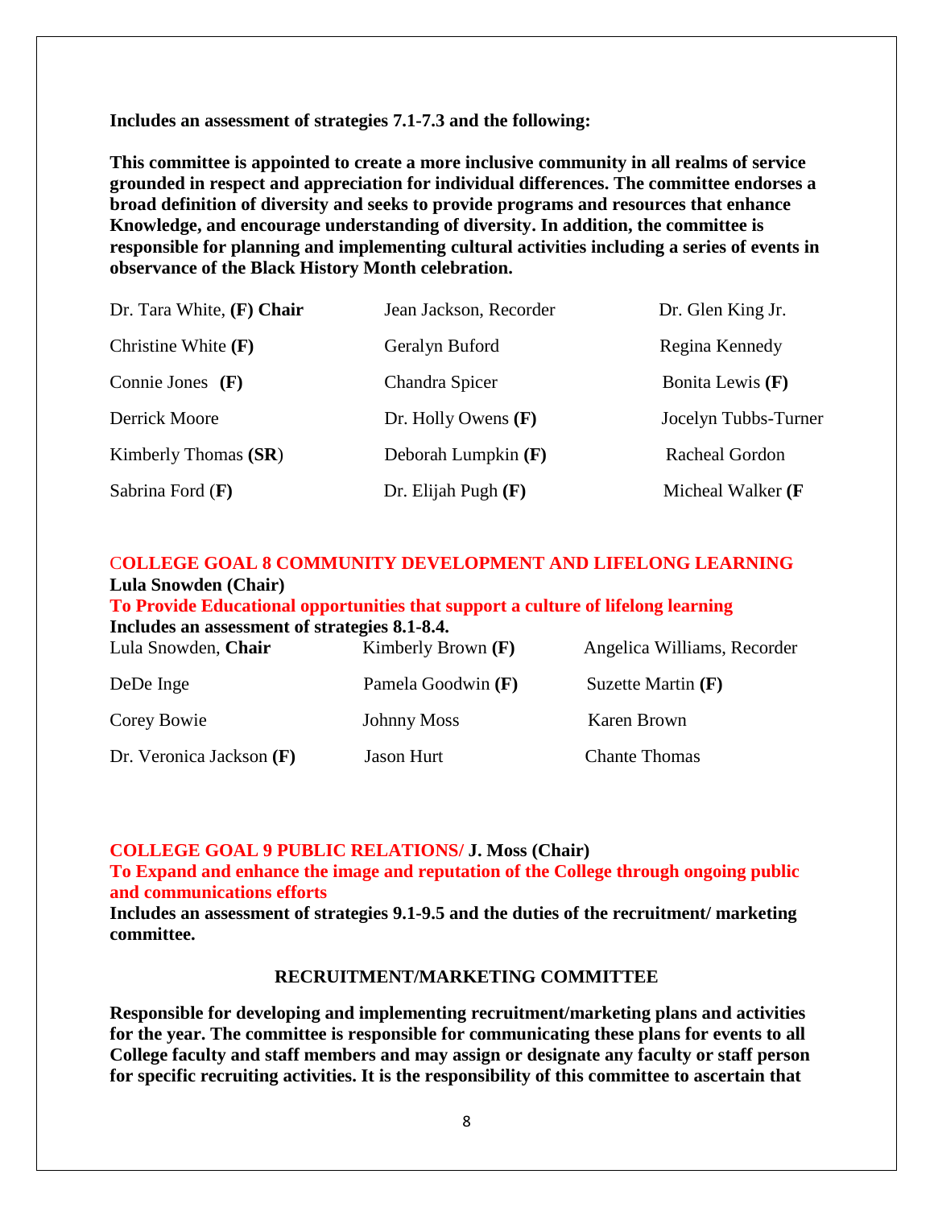**Includes an assessment of strategies 7.1-7.3 and the following:**

**This committee is appointed to create a more inclusive community in all realms of service grounded in respect and appreciation for individual differences. The committee endorses a broad definition of diversity and seeks to provide programs and resources that enhance Knowledge, and encourage understanding of diversity. In addition, the committee is responsible for planning and implementing cultural activities including a series of events in observance of the Black History Month celebration.**

| | | |
|---|---|---|
| Dr. Tara White, **(F) Chair** | Jean Jackson, Recorder | Dr. Glen King Jr. |
| Christine White **(F)** | Geralyn Buford | Regina Kennedy |
| Connie Jones **(F)** | Chandra Spicer | Bonita Lewis **(F)** |
| Derrick Moore | Dr. Holly Owens **(F)** | Jocelyn Tubbs-Turner |
| Kimberly Thomas (**SR**) | Deborah Lumpkin **(F)** | Racheal Gordon |
| Sabrina Ford (**F**) | Dr. Elijah Pugh **(F)** | Micheal Walker **(F** |

## COLLEGE GOAL 8 COMMUNITY DEVELOPMENT AND LIFELONG LEARNING

**Lula Snowden (Chair)**

**To Provide Educational opportunities that support a culture of lifelong learning**

**Includes an assessment of strategies 8.1-8.4.**

| | | |
|---|---|---|
| Lula Snowden, **Chair** | Kimberly Brown **(F)** | Angelica Williams, Recorder |
| DeDe Inge | Pamela Goodwin **(F)** | Suzette Martin **(F)** |
| Corey Bowie | Johnny Moss | Karen Brown |
| Dr. Veronica Jackson **(F)** | Jason Hurt | Chante Thomas |

## COLLEGE GOAL 9 PUBLIC RELATIONS/ J. Moss (Chair)

**To Expand and enhance the image and reputation of the College through ongoing public and communications efforts**

**Includes an assessment of strategies 9.1-9.5 and the duties of the recruitment/ marketing committee.**

### RECRUITMENT/MARKETING COMMITTEE

**Responsible for developing and implementing recruitment/marketing plans and activities for the year. The committee is responsible for communicating these plans for events to all College faculty and staff members and may assign or designate any faculty or staff person for specific recruiting activities. It is the responsibility of this committee to ascertain that**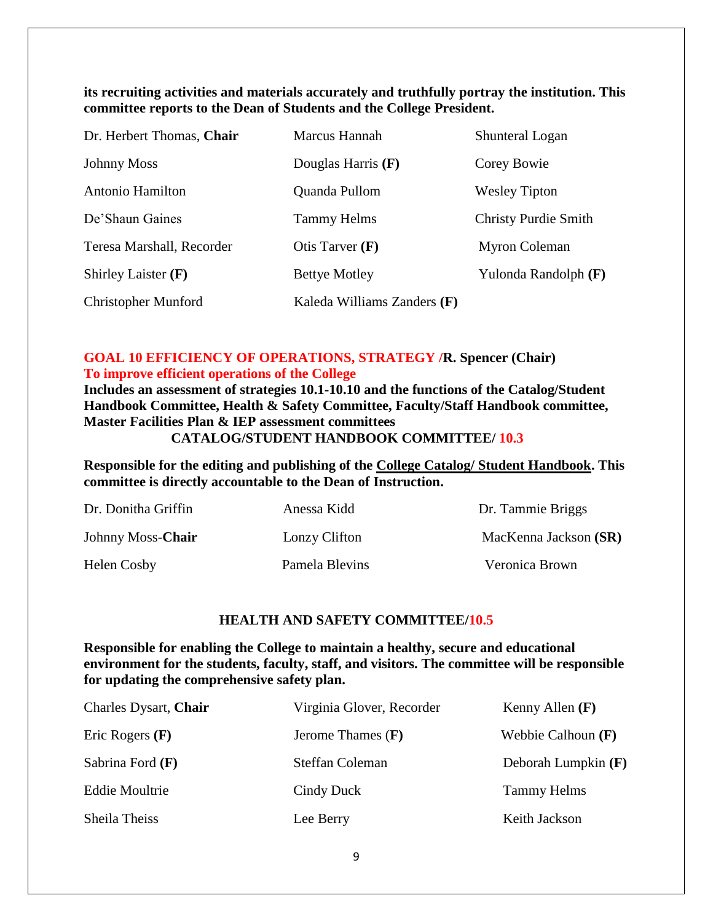**its recruiting activities and materials accurately and truthfully portray the institution. This committee reports to the Dean of Students and the College President.**

| | | |
|---|---|---|
| Dr. Herbert Thomas, **Chair** | Marcus Hannah | Shunteral Logan |
| Johnny Moss | Douglas Harris **(F)** | Corey Bowie |
| Antonio Hamilton | Quanda Pullom | Wesley Tipton |
| De'Shaun Gaines | Tammy Helms | Christy Purdie Smith |
| Teresa Marshall, Recorder | Otis Tarver **(F)** | Myron Coleman |
| Shirley Laister **(F)** | Bettye Motley | Yulonda Randolph **(F)** |
| Christopher Munford | Kaleda Williams Zanders **(F)** | |

**GOAL 10 EFFICIENCY OF OPERATIONS, STRATEGY /R. Spencer (Chair)**
**To improve efficient operations of the College**
**Includes an assessment of strategies 10.1-10.10 and the functions of the Catalog/Student Handbook Committee, Health & Safety Committee, Faculty/Staff Handbook committee, Master Facilities Plan & IEP assessment committees**

### CATALOG/STUDENT HANDBOOK COMMITTEE/ 10.3

**Responsible for the editing and publishing of the College Catalog/ Student Handbook. This committee is directly accountable to the Dean of Instruction.**

| | | |
|---|---|---|
| Dr. Donitha Griffin | Anessa Kidd | Dr. Tammie Briggs |
| Johnny Moss-**Chair** | Lonzy Clifton | MacKenna Jackson **(SR)** |
| Helen Cosby | Pamela Blevins | Veronica Brown |

### HEALTH AND SAFETY COMMITTEE/10.5

**Responsible for enabling the College to maintain a healthy, secure and educational environment for the students, faculty, staff, and visitors. The committee will be responsible for updating the comprehensive safety plan.**

| | | |
|---|---|---|
| Charles Dysart, **Chair** | Virginia Glover, Recorder | Kenny Allen **(F)** |
| Eric Rogers **(F)** | Jerome Thames (**F**) | Webbie Calhoun **(F)** |
| Sabrina Ford **(F)** | Steffan Coleman | Deborah Lumpkin **(F)** |
| Eddie Moultrie | Cindy Duck | Tammy Helms |
| Sheila Theiss | Lee Berry | Keith Jackson |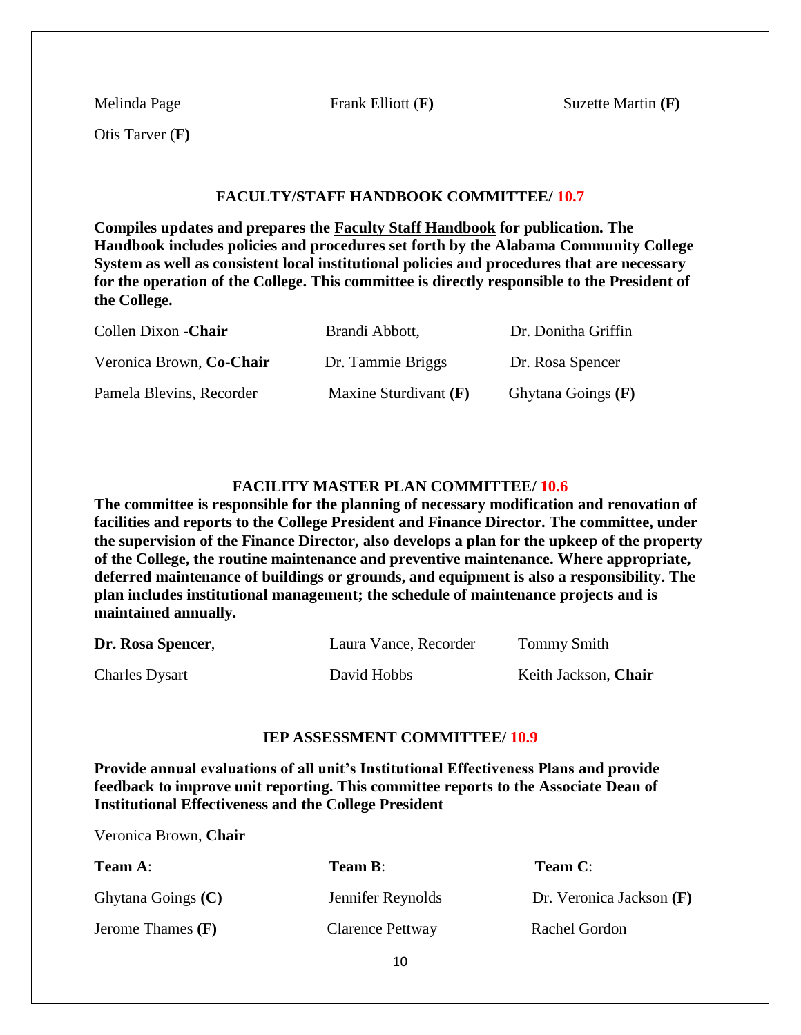Melinda Page Frank Elliott (**F**) Suzette Martin **(F)**

Otis Tarver (**F)**

### FACULTY/STAFF HANDBOOK COMMITTEE/ 10.7

**Compiles updates and prepares the Faculty Staff Handbook for publication. The Handbook includes policies and procedures set forth by the Alabama Community College System as well as consistent local institutional policies and procedures that are necessary for the operation of the College. This committee is directly responsible to the President of the College.**

| | | |
|---|---|---|
| Collen Dixon -**Chair** | Brandi Abbott, | Dr. Donitha Griffin |
| Veronica Brown, **Co-Chair** | Dr. Tammie Briggs | Dr. Rosa Spencer |
| Pamela Blevins, Recorder | Maxine Sturdivant **(F)** | Ghytana Goings **(F)** |

### FACILITY MASTER PLAN COMMITTEE/ 10.6

**The committee is responsible for the planning of necessary modification and renovation of facilities and reports to the College President and Finance Director. The committee, under the supervision of the Finance Director, also develops a plan for the upkeep of the property of the College, the routine maintenance and preventive maintenance. Where appropriate, deferred maintenance of buildings or grounds, and equipment is also a responsibility. The plan includes institutional management; the schedule of maintenance projects and is maintained annually.**

| | | |
|---|---|---|
| **Dr. Rosa Spencer**, | Laura Vance, Recorder | Tommy Smith |
| Charles Dysart | David Hobbs | Keith Jackson, **Chair** |

### IEP ASSESSMENT COMMITTEE/ 10.9

**Provide annual evaluations of all unit's Institutional Effectiveness Plans and provide feedback to improve unit reporting. This committee reports to the Associate Dean of Institutional Effectiveness and the College President**

Veronica Brown, **Chair**

| **Team A**: | **Team B**: | **Team C**: |
|---|---|---|
| Ghytana Goings **(C)** | Jennifer Reynolds | Dr. Veronica Jackson **(F)** |
| Jerome Thames **(F)** | Clarence Pettway | Rachel Gordon |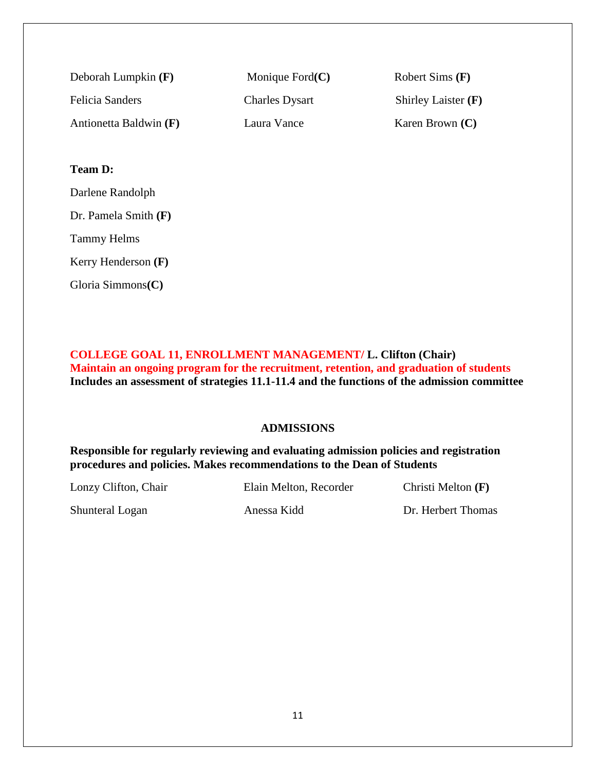| | | |
|---|---|---|
| Deborah Lumpkin **(F)** | Monique Ford**(C)** | Robert Sims **(F)** |
| Felicia Sanders | Charles Dysart | Shirley Laister **(F)** |
| Antionetta Baldwin **(F)** | Laura Vance | Karen Brown **(C)** |

**Team D:**

Darlene Randolph

Dr. Pamela Smith **(F)**

Tammy Helms

Kerry Henderson **(F)**

Gloria Simmons**(C)**

**COLLEGE GOAL 11, ENROLLMENT MANAGEMENT/ L. Clifton (Chair)**
**Maintain an ongoing program for the recruitment, retention, and graduation of students**
**Includes an assessment of strategies 11.1-11.4 and the functions of the admission committee**

## ADMISSIONS

**Responsible for regularly reviewing and evaluating admission policies and registration procedures and policies. Makes recommendations to the Dean of Students**

| | | |
|---|---|---|
| Lonzy Clifton, Chair | Elain Melton, Recorder | Christi Melton **(F)** |
| Shunteral Logan | Anessa Kidd | Dr. Herbert Thomas |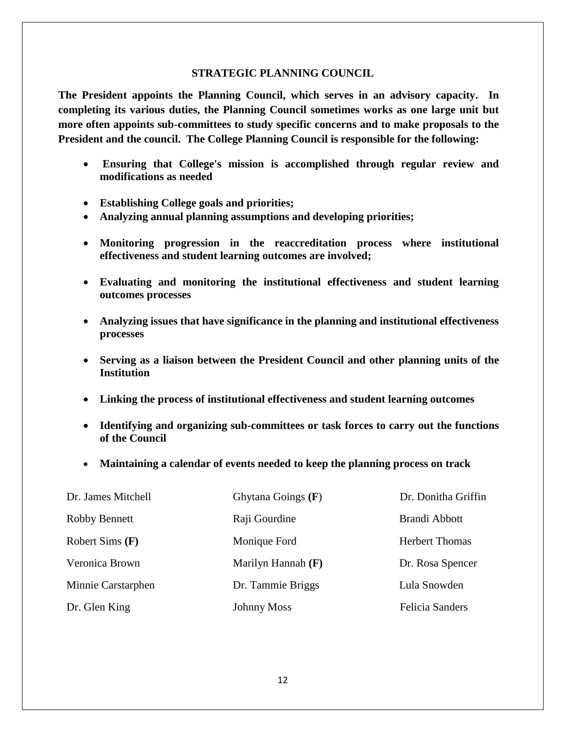## STRATEGIC PLANNING COUNCIL

**The President appoints the Planning Council, which serves in an advisory capacity. In completing its various duties, the Planning Council sometimes works as one large unit but more often appoints sub-committees to study specific concerns and to make proposals to the President and the council. The College Planning Council is responsible for the following:**

- **Ensuring that College's mission is accomplished through regular review and modifications as needed**
- **Establishing College goals and priorities;**
- **Analyzing annual planning assumptions and developing priorities;**
- **Monitoring progression in the reaccreditation process where institutional effectiveness and student learning outcomes are involved;**
- **Evaluating and monitoring the institutional effectiveness and student learning outcomes processes**
- **Analyzing issues that have significance in the planning and institutional effectiveness processes**
- **Serving as a liaison between the President Council and other planning units of the Institution**
- **Linking the process of institutional effectiveness and student learning outcomes**
- **Identifying and organizing sub-committees or task forces to carry out the functions of the Council**
- **Maintaining a calendar of events needed to keep the planning process on track**

| | | |
|---|---|---|
| Dr. James Mitchell | Ghytana Goings **(F)** | Dr. Donitha Griffin |
| Robby Bennett | Raji Gourdine | Brandi Abbott |
| Robert Sims **(F)** | Monique Ford | Herbert Thomas |
| Veronica Brown | Marilyn Hannah **(F)** | Dr. Rosa Spencer |
| Minnie Carstarphen | Dr. Tammie Briggs | Lula Snowden |
| Dr. Glen King | Johnny Moss | Felicia Sanders |